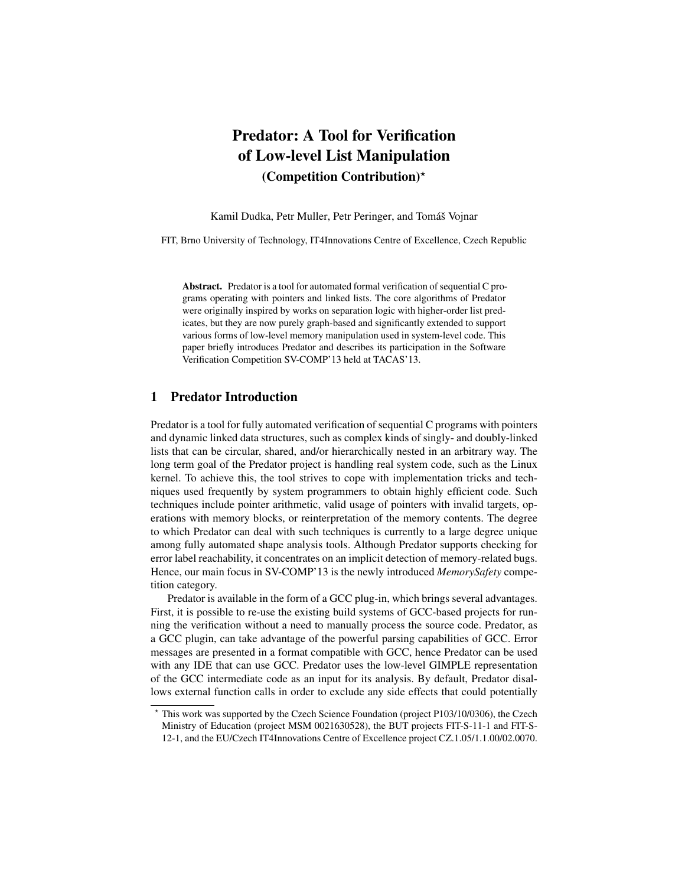# Predator: A Tool for Verification of Low-level List Manipulation

## (Competition Contribution)*

Kamil Dudka, Petr Muller, Petr Peringer, and Tomáš Vojnar

FIT, Brno University of Technology, IT4Innovations Centre of Excellence, Czech Republic

**Abstract.** Predator is a tool for automated formal verification of sequential C programs operating with pointers and linked lists. The core algorithms of Predator were originally inspired by works on separation logic with higher-order list predicates, but they are now purely graph-based and significantly extended to support various forms of low-level memory manipulation used in system-level code. This paper briefly introduces Predator and describes its participation in the Software Verification Competition SV-COMP'13 held at TACAS'13.

## 1 Predator Introduction

Predator is a tool for fully automated verification of sequential C programs with pointers and dynamic linked data structures, such as complex kinds of singly- and doubly-linked lists that can be circular, shared, and/or hierarchically nested in an arbitrary way. The long term goal of the Predator project is handling real system code, such as the Linux kernel. To achieve this, the tool strives to cope with implementation tricks and techniques used frequently by system programmers to obtain highly efficient code. Such techniques include pointer arithmetic, valid usage of pointers with invalid targets, operations with memory blocks, or reinterpretation of the memory contents. The degree to which Predator can deal with such techniques is currently to a large degree unique among fully automated shape analysis tools. Although Predator supports checking for error label reachability, it concentrates on an implicit detection of memory-related bugs. Hence, our main focus in SV-COMP'13 is the newly introduced *MemorySafety* competition category.

Predator is available in the form of a GCC plug-in, which brings several advantages. First, it is possible to re-use the existing build systems of GCC-based projects for running the verification without a need to manually process the source code. Predator, as a GCC plugin, can take advantage of the powerful parsing capabilities of GCC. Error messages are presented in a format compatible with GCC, hence Predator can be used with any IDE that can use GCC. Predator uses the low-level GIMPLE representation of the GCC intermediate code as an input for its analysis. By default, Predator disallows external function calls in order to exclude any side effects that could potentially

* This work was supported by the Czech Science Foundation (project P103/10/0306), the Czech Ministry of Education (project MSM 0021630528), the BUT projects FIT-S-11-1 and FIT-S-12-1, and the EU/Czech IT4Innovations Centre of Excellence project CZ.1.05/1.1.00/02.0070.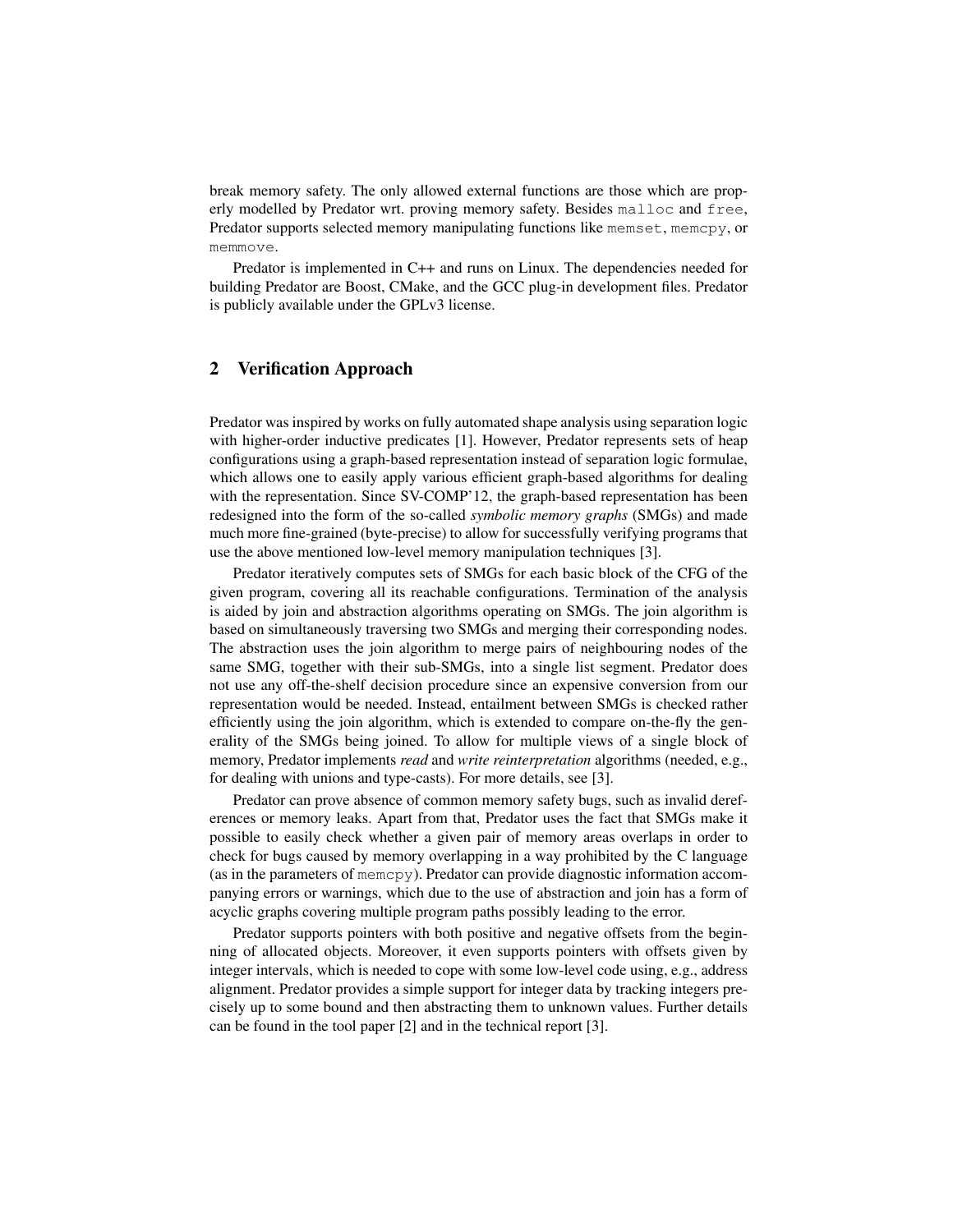break memory safety. The only allowed external functions are those which are properly modelled by Predator wrt. proving memory safety. Besides `malloc` and `free`, Predator supports selected memory manipulating functions like `memset`, `memcpy`, or `memmove`.

Predator is implemented in C++ and runs on Linux. The dependencies needed for building Predator are Boost, CMake, and the GCC plug-in development files. Predator is publicly available under the GPLv3 license.

## 2 Verification Approach

Predator was inspired by works on fully automated shape analysis using separation logic with higher-order inductive predicates [1]. However, Predator represents sets of heap configurations using a graph-based representation instead of separation logic formulae, which allows one to easily apply various efficient graph-based algorithms for dealing with the representation. Since SV-COMP'12, the graph-based representation has been redesigned into the form of the so-called *symbolic memory graphs* (SMGs) and made much more fine-grained (byte-precise) to allow for successfully verifying programs that use the above mentioned low-level memory manipulation techniques [3].

Predator iteratively computes sets of SMGs for each basic block of the CFG of the given program, covering all its reachable configurations. Termination of the analysis is aided by join and abstraction algorithms operating on SMGs. The join algorithm is based on simultaneously traversing two SMGs and merging their corresponding nodes. The abstraction uses the join algorithm to merge pairs of neighbouring nodes of the same SMG, together with their sub-SMGs, into a single list segment. Predator does not use any off-the-shelf decision procedure since an expensive conversion from our representation would be needed. Instead, entailment between SMGs is checked rather efficiently using the join algorithm, which is extended to compare on-the-fly the generality of the SMGs being joined. To allow for multiple views of a single block of memory, Predator implements *read* and *write reinterpretation* algorithms (needed, e.g., for dealing with unions and type-casts). For more details, see [3].

Predator can prove absence of common memory safety bugs, such as invalid dereferences or memory leaks. Apart from that, Predator uses the fact that SMGs make it possible to easily check whether a given pair of memory areas overlaps in order to check for bugs caused by memory overlapping in a way prohibited by the C language (as in the parameters of `memcpy`). Predator can provide diagnostic information accompanying errors or warnings, which due to the use of abstraction and join has a form of acyclic graphs covering multiple program paths possibly leading to the error.

Predator supports pointers with both positive and negative offsets from the beginning of allocated objects. Moreover, it even supports pointers with offsets given by integer intervals, which is needed to cope with some low-level code using, e.g., address alignment. Predator provides a simple support for integer data by tracking integers precisely up to some bound and then abstracting them to unknown values. Further details can be found in the tool paper [2] and in the technical report [3].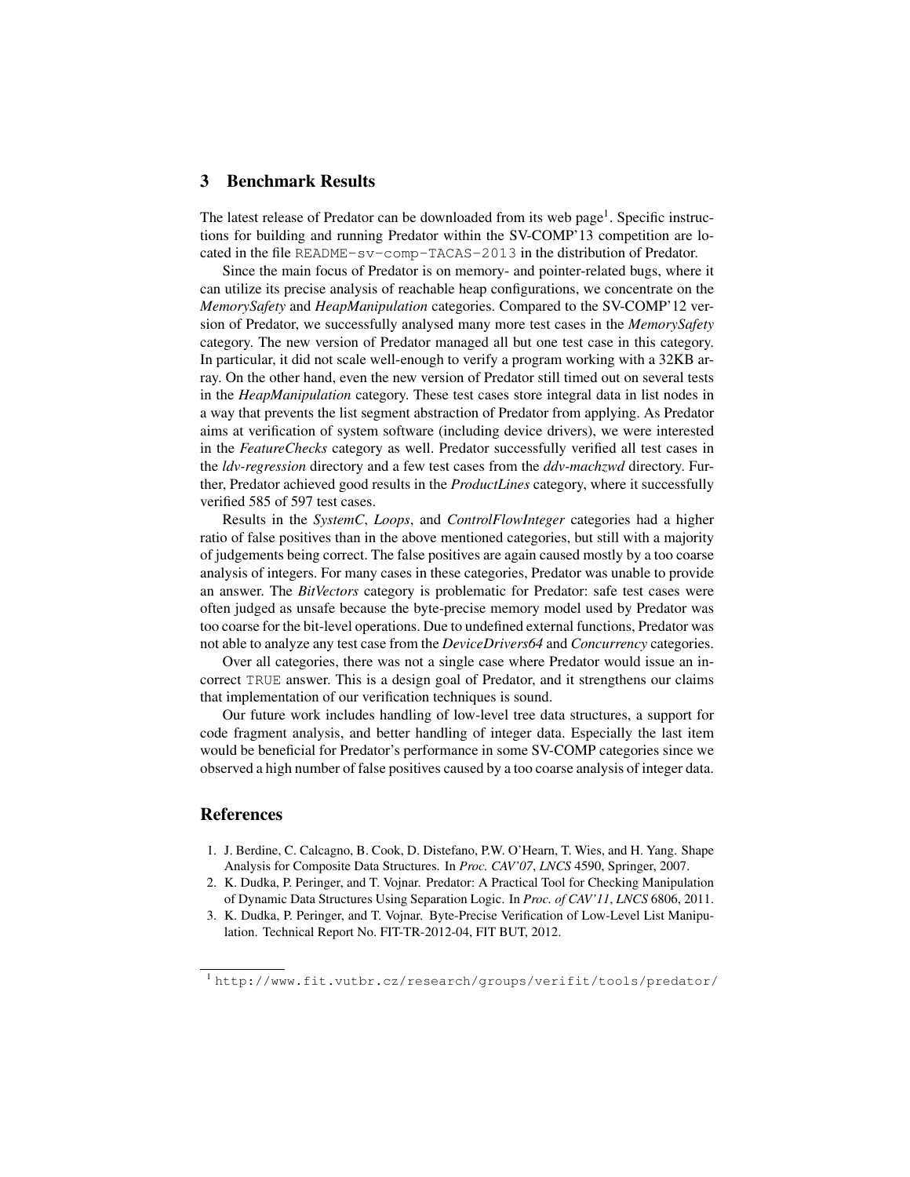## 3 Benchmark Results

The latest release of Predator can be downloaded from its web page[1]. Specific instructions for building and running Predator within the SV-COMP'13 competition are located in the file `README-sv-comp-TACAS-2013` in the distribution of Predator.

Since the main focus of Predator is on memory- and pointer-related bugs, where it can utilize its precise analysis of reachable heap configurations, we concentrate on the *MemorySafety* and *HeapManipulation* categories. Compared to the SV-COMP'12 version of Predator, we successfully analysed many more test cases in the *MemorySafety* category. The new version of Predator managed all but one test case in this category. In particular, it did not scale well-enough to verify a program working with a 32KB array. On the other hand, even the new version of Predator still timed out on several tests in the *HeapManipulation* category. These test cases store integral data in list nodes in a way that prevents the list segment abstraction of Predator from applying. As Predator aims at verification of system software (including device drivers), we were interested in the *FeatureChecks* category as well. Predator successfully verified all test cases in the *ldv-regression* directory and a few test cases from the *ddv-machzwd* directory. Further, Predator achieved good results in the *ProductLines* category, where it successfully verified 585 of 597 test cases.

Results in the *SystemC*, *Loops*, and *ControlFlowInteger* categories had a higher ratio of false positives than in the above mentioned categories, but still with a majority of judgements being correct. The false positives are again caused mostly by a too coarse analysis of integers. For many cases in these categories, Predator was unable to provide an answer. The *BitVectors* category is problematic for Predator: safe test cases were often judged as unsafe because the byte-precise memory model used by Predator was too coarse for the bit-level operations. Due to undefined external functions, Predator was not able to analyze any test case from the *DeviceDrivers64* and *Concurrency* categories.

Over all categories, there was not a single case where Predator would issue an incorrect `TRUE` answer. This is a design goal of Predator, and it strengthens our claims that implementation of our verification techniques is sound.

Our future work includes handling of low-level tree data structures, a support for code fragment analysis, and better handling of integer data. Especially the last item would be beneficial for Predator's performance in some SV-COMP categories since we observed a high number of false positives caused by a too coarse analysis of integer data.

## References

1. J. Berdine, C. Calcagno, B. Cook, D. Distefano, P.W. O'Hearn, T. Wies, and H. Yang. Shape Analysis for Composite Data Structures. In *Proc. CAV'07*, *LNCS* 4590, Springer, 2007.
2. K. Dudka, P. Peringer, and T. Vojnar. Predator: A Practical Tool for Checking Manipulation of Dynamic Data Structures Using Separation Logic. In *Proc. of CAV'11*, *LNCS* 6806, 2011.
3. K. Dudka, P. Peringer, and T. Vojnar. Byte-Precise Verification of Low-Level List Manipulation. Technical Report No. FIT-TR-2012-04, FIT BUT, 2012.

[1] `http://www.fit.vutbr.cz/research/groups/verifit/tools/predator/`